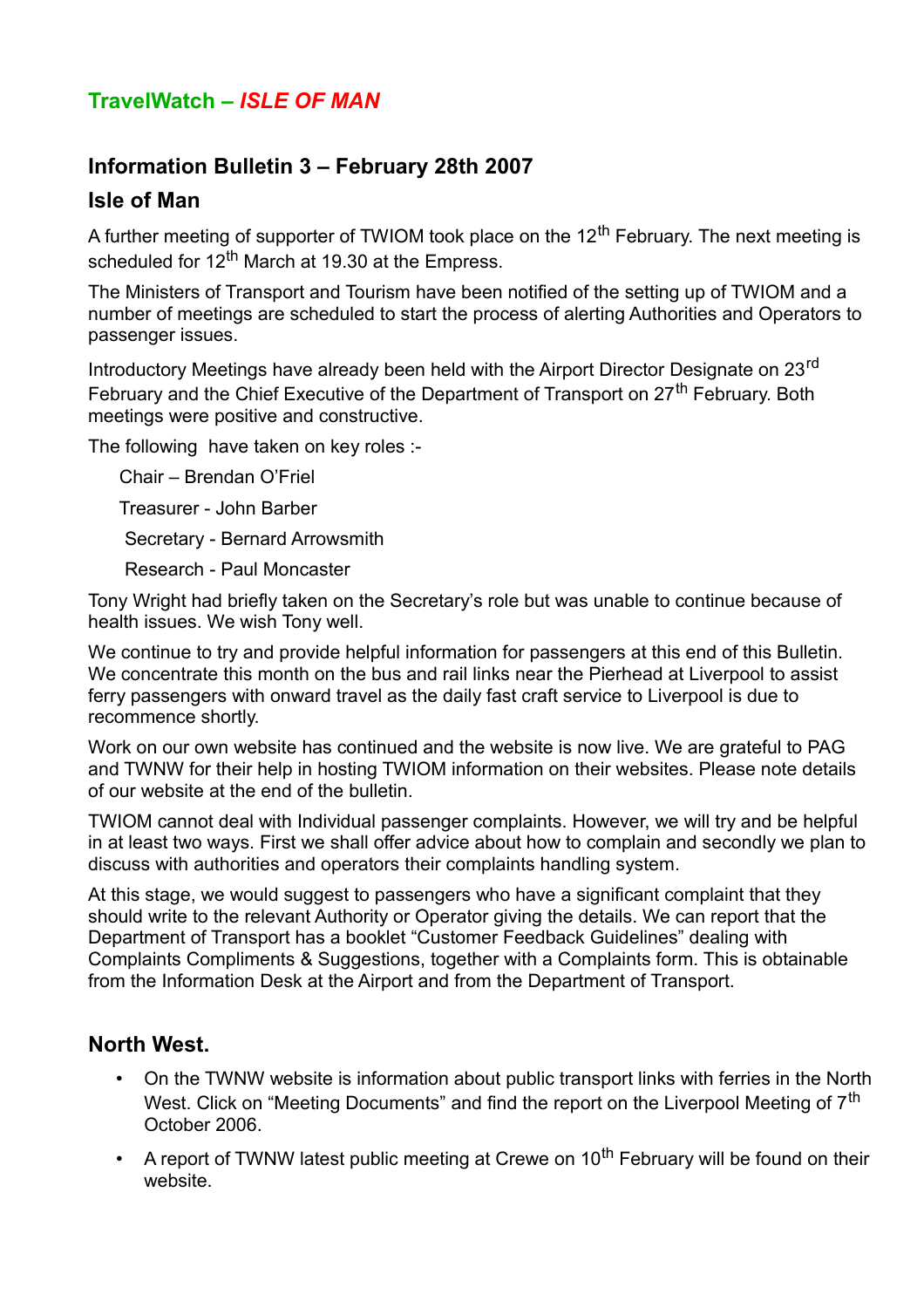# TravelWatch – *ISLE OF MAN*

## Information Bulletin 3 – February 28th 2007

## Isle of Man

A further meeting of supporter of TWIOM took place on the 12th February. The next meeting is scheduled for 12th March at 19.30 at the Empress.

The Ministers of Transport and Tourism have been notified of the setting up of TWIOM and a number of meetings are scheduled to start the process of alerting Authorities and Operators to passenger issues.

Introductory Meetings have already been held with the Airport Director Designate on 23rd February and the Chief Executive of the Department of Transport on 27th February. Both meetings were positive and constructive.

The following have taken on key roles :-

Chair – Brendan O'Friel

Treasurer - John Barber

Secretary - Bernard Arrowsmith

Research - Paul Moncaster

Tony Wright had briefly taken on the Secretary's role but was unable to continue because of health issues. We wish Tony well.

We continue to try and provide helpful information for passengers at this end of this Bulletin. We concentrate this month on the bus and rail links near the Pierhead at Liverpool to assist ferry passengers with onward travel as the daily fast craft service to Liverpool is due to recommence shortly.

Work on our own website has continued and the website is now live. We are grateful to PAG and TWNW for their help in hosting TWIOM information on their websites. Please note details of our website at the end of the bulletin.

TWIOM cannot deal with Individual passenger complaints. However, we will try and be helpful in at least two ways. First we shall offer advice about how to complain and secondly we plan to discuss with authorities and operators their complaints handling system.

At this stage, we would suggest to passengers who have a significant complaint that they should write to the relevant Authority or Operator giving the details. We can report that the Department of Transport has a booklet "Customer Feedback Guidelines" dealing with Complaints Compliments & Suggestions, together with a Complaints form. This is obtainable from the Information Desk at the Airport and from the Department of Transport.

## North West.

- On the TWNW website is information about public transport links with ferries in the North West. Click on "Meeting Documents" and find the report on the Liverpool Meeting of 7th October 2006.
- A report of TWNW latest public meeting at Crewe on 10th February will be found on their website.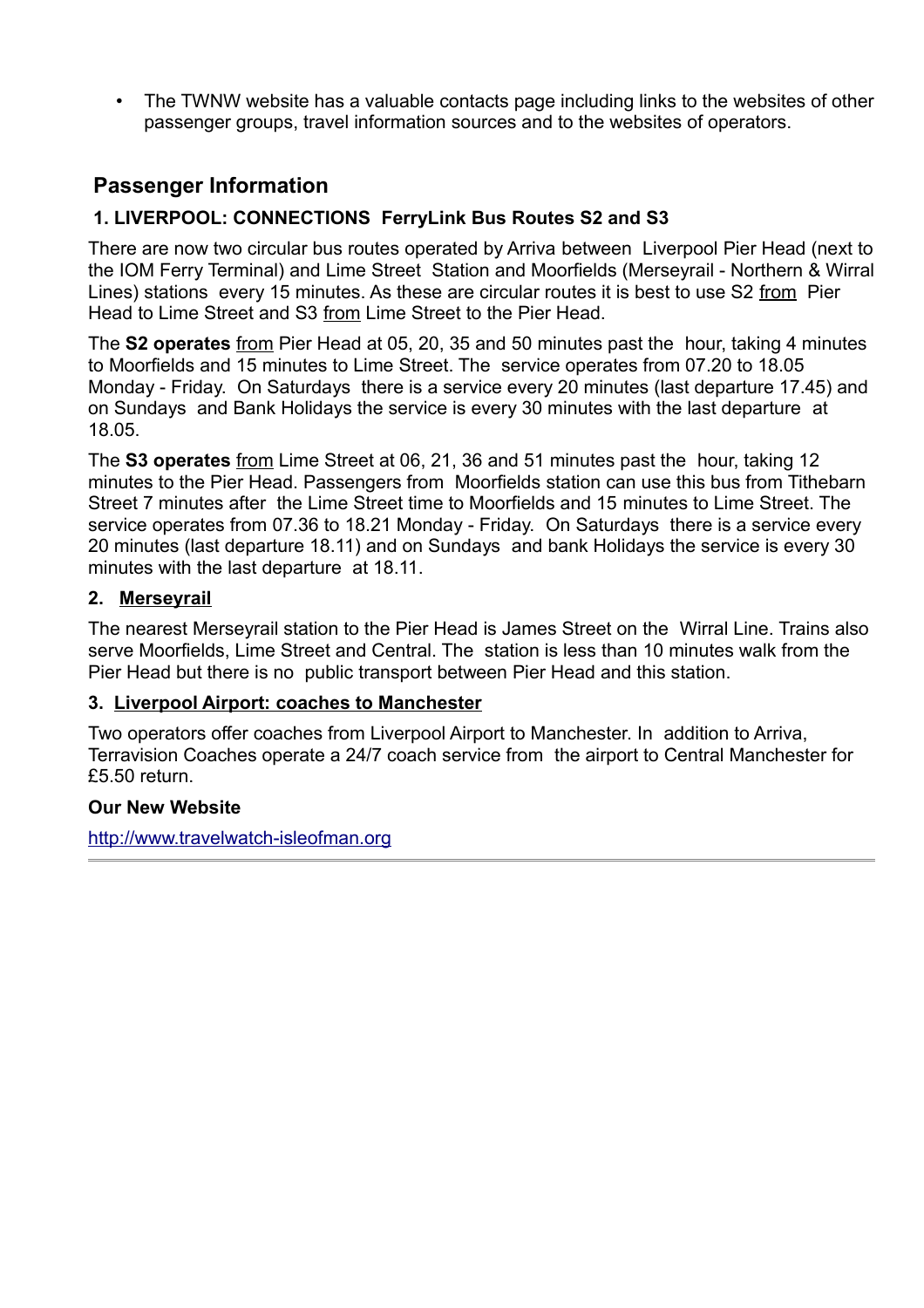- The TWNW website has a valuable contacts page including links to the websites of other passenger groups, travel information sources and to the websites of operators.

## Passenger Information

### 1. LIVERPOOL: CONNECTIONS FerryLink Bus Routes S2 and S3

There are now two circular bus routes operated by Arriva between Liverpool Pier Head (next to the IOM Ferry Terminal) and Lime Street Station and Moorfields (Merseyrail - Northern & Wirral Lines) stations every 15 minutes. As these are circular routes it is best to use S2 from Pier Head to Lime Street and S3 from Lime Street to the Pier Head.

The **S2 operates** from Pier Head at 05, 20, 35 and 50 minutes past the hour, taking 4 minutes to Moorfields and 15 minutes to Lime Street. The service operates from 07.20 to 18.05 Monday - Friday. On Saturdays there is a service every 20 minutes (last departure 17.45) and on Sundays and Bank Holidays the service is every 30 minutes with the last departure at 18.05.

The **S3 operates** from Lime Street at 06, 21, 36 and 51 minutes past the hour, taking 12 minutes to the Pier Head. Passengers from Moorfields station can use this bus from Tithebarn Street 7 minutes after the Lime Street time to Moorfields and 15 minutes to Lime Street. The service operates from 07.36 to 18.21 Monday - Friday. On Saturdays there is a service every 20 minutes (last departure 18.11) and on Sundays and bank Holidays the service is every 30 minutes with the last departure at 18.11.

### 2. Merseyrail

The nearest Merseyrail station to the Pier Head is James Street on the Wirral Line. Trains also serve Moorfields, Lime Street and Central. The station is less than 10 minutes walk from the Pier Head but there is no public transport between Pier Head and this station.

### 3. Liverpool Airport: coaches to Manchester

Two operators offer coaches from Liverpool Airport to Manchester. In addition to Arriva, Terravision Coaches operate a 24/7 coach service from the airport to Central Manchester for £5.50 return.

**Our New Website**

http://www.travelwatch-isleofman.org